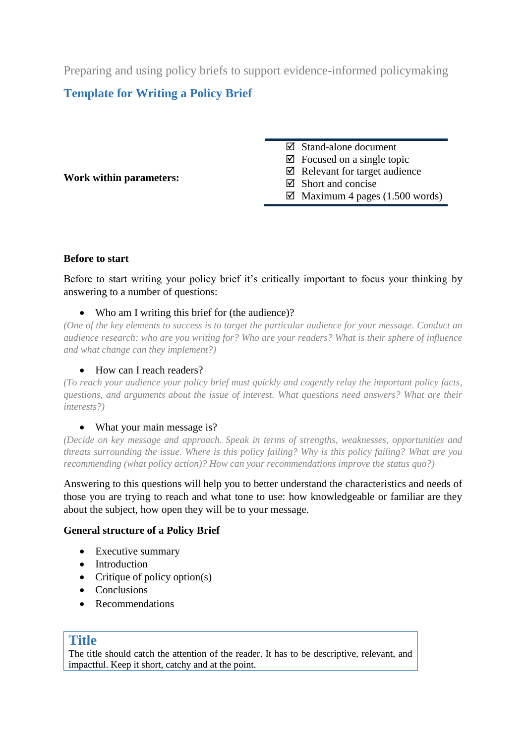Preparing and using policy briefs to support evidence-informed policymaking

# Template for Writing a Policy Brief

**Work within parameters:**

- ☑ Stand-alone document
- ☑ Focused on a single topic
- ☑ Relevant for target audience
- ☑ Short and concise
- ☑ Maximum 4 pages (1.500 words)

**Before to start**

Before to start writing your policy brief it's critically important to focus your thinking by answering to a number of questions:

- Who am I writing this brief for (the audience)?

*(One of the key elements to success is to target the particular audience for your message. Conduct an audience research: who are you writing for? Who are your readers? What is their sphere of influence and what change can they implement?)*

- How can I reach readers?

*(To reach your audience your policy brief must quickly and cogently relay the important policy facts, questions, and arguments about the issue of interest. What questions need answers? What are their interests?)*

- What your main message is?

*(Decide on key message and approach. Speak in terms of strengths, weaknesses, opportunities and threats surrounding the issue. Where is this policy failing? Why is this policy failing? What are you recommending (what policy action)? How can your recommendations improve the status quo?)*

Answering to this questions will help you to better understand the characteristics and needs of those you are trying to reach and what tone to use: how knowledgeable or familiar are they about the subject, how open they will be to your message.

**General structure of a Policy Brief**

- Executive summary
- Introduction
- Critique of policy option(s)
- Conclusions
- Recommendations

## Title

The title should catch the attention of the reader. It has to be descriptive, relevant, and impactful. Keep it short, catchy and at the point.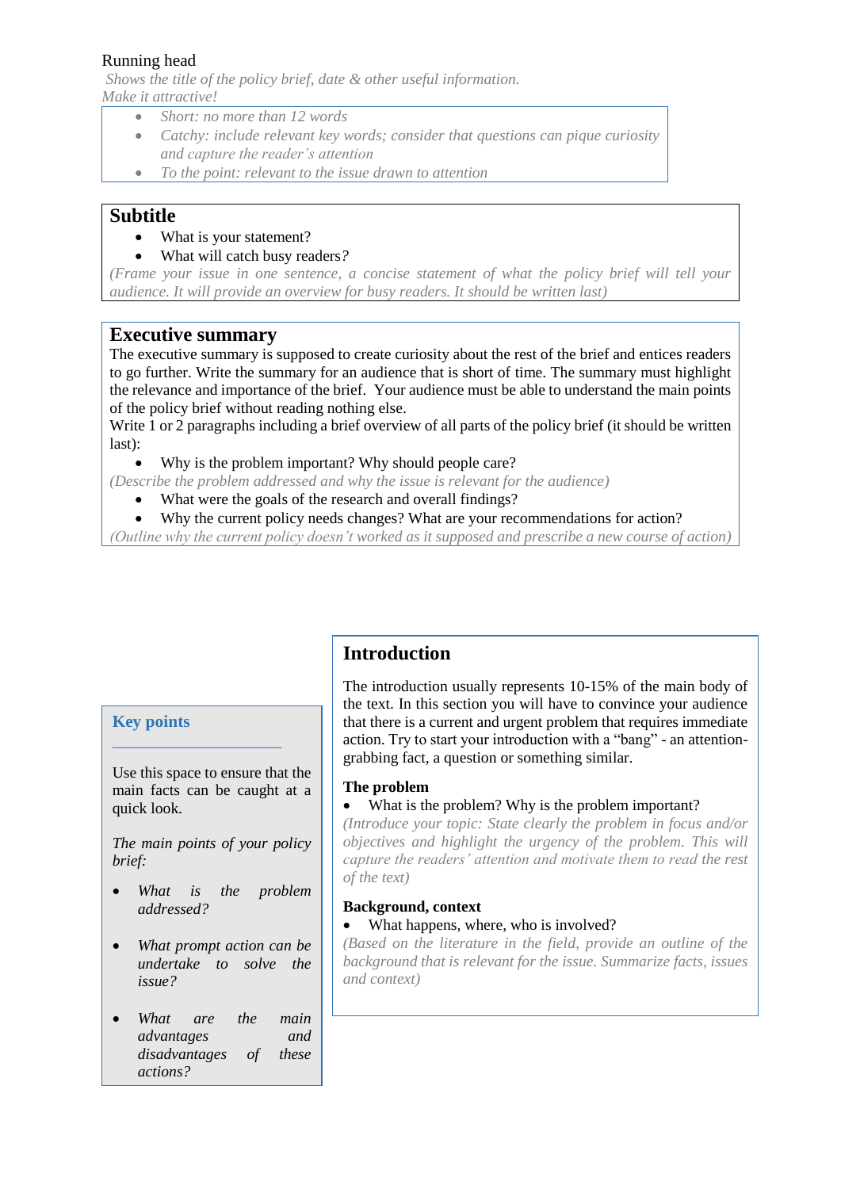Running head

*Shows the title of the policy brief, date & other useful information.*
*Make it attractive!*

- *Short: no more than 12 words*
- *Catchy: include relevant key words; consider that questions can pique curiosity and capture the reader's attention*
- *To the point: relevant to the issue drawn to attention*

## Subtitle

- What is your statement?
- What will catch busy readers?

*(Frame your issue in one sentence, a concise statement of what the policy brief will tell your audience. It will provide an overview for busy readers. It should be written last)*

## Executive summary

The executive summary is supposed to create curiosity about the rest of the brief and entices readers to go further. Write the summary for an audience that is short of time. The summary must highlight the relevance and importance of the brief. Your audience must be able to understand the main points of the policy brief without reading nothing else.
Write 1 or 2 paragraphs including a brief overview of all parts of the policy brief (it should be written last):

- Why is the problem important? Why should people care?

*(Describe the problem addressed and why the issue is relevant for the audience)*

- What were the goals of the research and overall findings?
- Why the current policy needs changes? What are your recommendations for action?

*(Outline why the current policy doesn't worked as it supposed and prescribe a new course of action)*

## Introduction

The introduction usually represents 10-15% of the main body of the text. In this section you will have to convince your audience that there is a current and urgent problem that requires immediate action. Try to start your introduction with a "bang" - an attention-grabbing fact, a question or something similar.

**The problem**

- What is the problem? Why is the problem important?

*(Introduce your topic: State clearly the problem in focus and/or objectives and highlight the urgency of the problem. This will capture the readers' attention and motivate them to read the rest of the text)*

**Background, context**

- What happens, where, who is involved?

*(Based on the literature in the field, provide an outline of the background that is relevant for the issue. Summarize facts, issues and context)*

### Key points

Use this space to ensure that the main facts can be caught at a quick look.

*The main points of your policy brief:*

- *What is the problem addressed?*
- *What prompt action can be undertake to solve the issue?*
- *What are the main advantages and disadvantages of these actions?*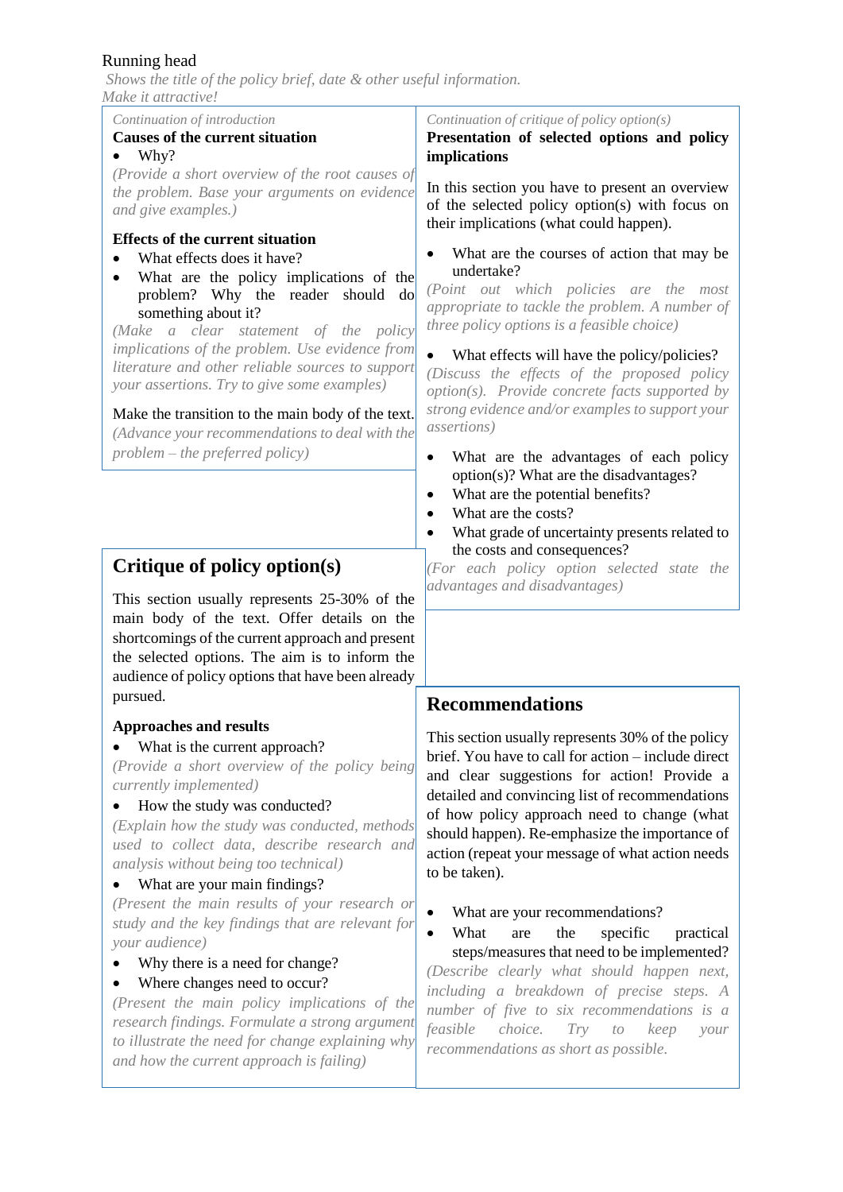Running head

*Shows the title of the policy brief, date & other useful information.*
*Make it attractive!*

*Continuation of introduction*

**Causes of the current situation**

- Why?

*(Provide a short overview of the root causes of the problem. Base your arguments on evidence and give examples.)*

**Effects of the current situation**

- What effects does it have?
- What are the policy implications of the problem? Why the reader should do something about it?

*(Make a clear statement of the policy implications of the problem. Use evidence from literature and other reliable sources to support your assertions. Try to give some examples)*

Make the transition to the main body of the text.

*(Advance your recommendations to deal with the problem – the preferred policy)*

## Critique of policy option(s)

This section usually represents 25-30% of the main body of the text. Offer details on the shortcomings of the current approach and present the selected options. The aim is to inform the audience of policy options that have been already pursued.

**Approaches and results**

- What is the current approach?

*(Provide a short overview of the policy being currently implemented)*

- How the study was conducted?

*(Explain how the study was conducted, methods used to collect data, describe research and analysis without being too technical)*

- What are your main findings?

*(Present the main results of your research or study and the key findings that are relevant for your audience)*

- Why there is a need for change?
- Where changes need to occur?

*(Present the main policy implications of the research findings. Formulate a strong argument to illustrate the need for change explaining why and how the current approach is failing)*

*Continuation of critique of policy option(s)*

**Presentation of selected options and policy implications**

In this section you have to present an overview of the selected policy option(s) with focus on their implications (what could happen).

- What are the courses of action that may be undertake?

*(Point out which policies are the most appropriate to tackle the problem. A number of three policy options is a feasible choice)*

- What effects will have the policy/policies?

*(Discuss the effects of the proposed policy option(s). Provide concrete facts supported by strong evidence and/or examples to support your assertions)*

- What are the advantages of each policy option(s)? What are the disadvantages?
- What are the potential benefits?
- What are the costs?
- What grade of uncertainty presents related to the costs and consequences?

*(For each policy option selected state the advantages and disadvantages)*

## Recommendations

This section usually represents 30% of the policy brief. You have to call for action – include direct and clear suggestions for action! Provide a detailed and convincing list of recommendations of how policy approach need to change (what should happen). Re-emphasize the importance of action (repeat your message of what action needs to be taken).

- What are your recommendations?
- What are the specific practical steps/measures that need to be implemented?

*(Describe clearly what should happen next, including a breakdown of precise steps. A number of five to six recommendations is a feasible choice. Try to keep your recommendations as short as possible.*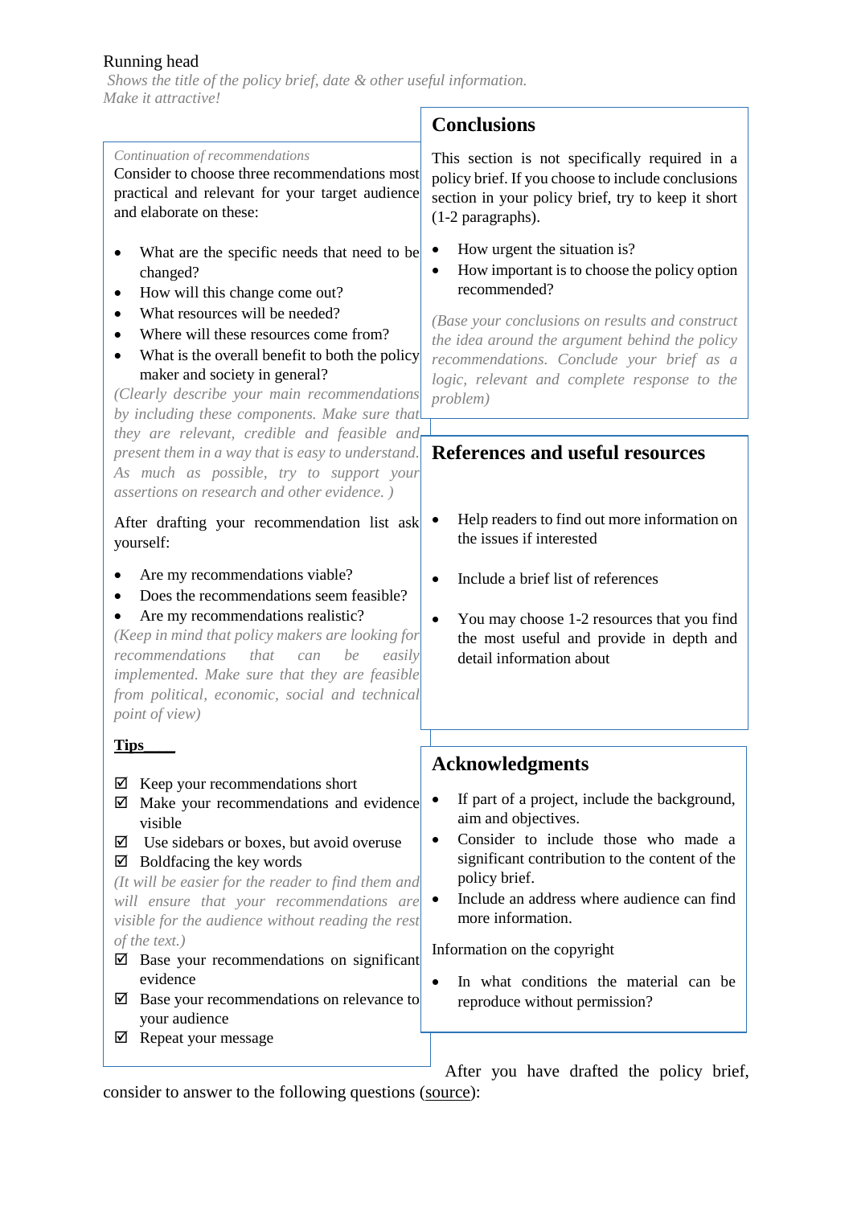Running head

*Shows the title of the policy brief, date & other useful information. Make it attractive!*

*Continuation of recommendations*

Consider to choose three recommendations most practical and relevant for your target audience and elaborate on these:

- What are the specific needs that need to be changed?
- How will this change come out?
- What resources will be needed?
- Where will these resources come from?
- What is the overall benefit to both the policy maker and society in general?

*(Clearly describe your main recommendations by including these components. Make sure that they are relevant, credible and feasible and present them in a way that is easy to understand. As much as possible, try to support your assertions on research and other evidence. )*

After drafting your recommendation list ask yourself:

- Are my recommendations viable?
- Does the recommendations seem feasible?
- Are my recommendations realistic?

*(Keep in mind that policy makers are looking for recommendations that can be easily implemented. Make sure that they are feasible from political, economic, social and technical point of view)*

**Tips**

- ☑ Keep your recommendations short
- ☑ Make your recommendations and evidence visible
- ☑ Use sidebars or boxes, but avoid overuse
- ☑ Boldfacing the key words

*(It will be easier for the reader to find them and will ensure that your recommendations are visible for the audience without reading the rest of the text.)*

- ☑ Base your recommendations on significant evidence
- ☑ Base your recommendations on relevance to your audience
- ☑ Repeat your message

## Conclusions

This section is not specifically required in a policy brief. If you choose to include conclusions section in your policy brief, try to keep it short (1-2 paragraphs).

- How urgent the situation is?
- How important is to choose the policy option recommended?

*(Base your conclusions on results and construct the idea around the argument behind the policy recommendations. Conclude your brief as a logic, relevant and complete response to the problem)*

## References and useful resources

- Help readers to find out more information on the issues if interested
- Include a brief list of references
- You may choose 1-2 resources that you find the most useful and provide in depth and detail information about

## Acknowledgments

- If part of a project, include the background, aim and objectives.
- Consider to include those who made a significant contribution to the content of the policy brief.
- Include an address where audience can find more information.

Information on the copyright

- In what conditions the material can be reproduce without permission?

After you have drafted the policy brief, consider to answer to the following questions (source):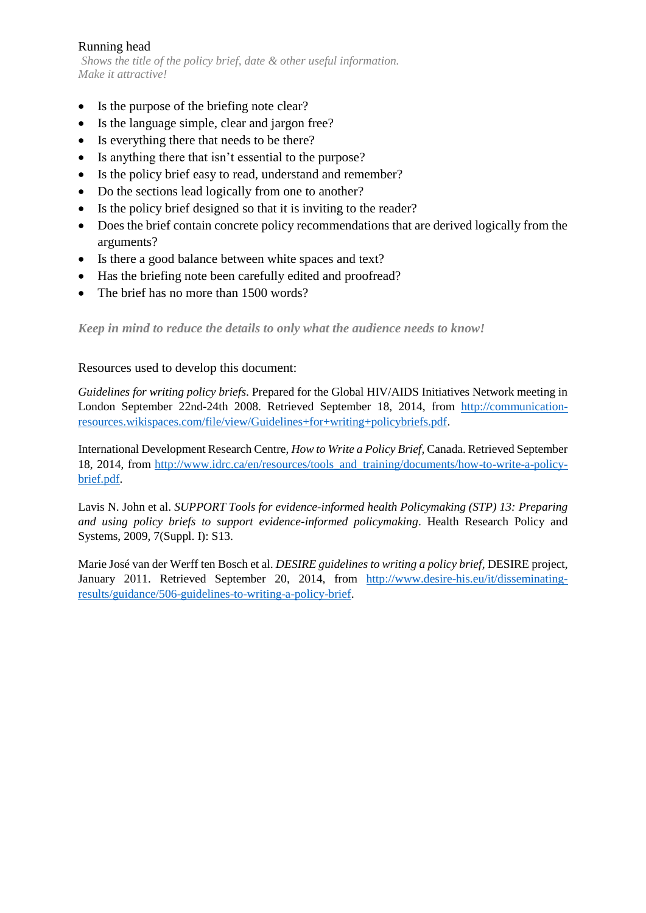Running head

*Shows the title of the policy brief, date & other useful information. Make it attractive!*

- Is the purpose of the briefing note clear?
- Is the language simple, clear and jargon free?
- Is everything there that needs to be there?
- Is anything there that isn't essential to the purpose?
- Is the policy brief easy to read, understand and remember?
- Do the sections lead logically from one to another?
- Is the policy brief designed so that it is inviting to the reader?
- Does the brief contain concrete policy recommendations that are derived logically from the arguments?
- Is there a good balance between white spaces and text?
- Has the briefing note been carefully edited and proofread?
- The brief has no more than 1500 words?

***Keep in mind to reduce the details to only what the audience needs to know!***

Resources used to develop this document:

*Guidelines for writing policy briefs*. Prepared for the Global HIV/AIDS Initiatives Network meeting in London September 22nd-24th 2008. Retrieved September 18, 2014, from http://communication-resources.wikispaces.com/file/view/Guidelines+for+writing+policybriefs.pdf.

International Development Research Centre, *How to Write a Policy Brief*, Canada. Retrieved September 18, 2014, from http://www.idrc.ca/en/resources/tools_and_training/documents/how-to-write-a-policy-brief.pdf.

Lavis N. John et al. *SUPPORT Tools for evidence-informed health Policymaking (STP) 13: Preparing and using policy briefs to support evidence-informed policymaking*. Health Research Policy and Systems, 2009, 7(Suppl. I): S13.

Marie José van der Werff ten Bosch et al. *DESIRE guidelines to writing a policy brief*, DESIRE project, January 2011. Retrieved September 20, 2014, from http://www.desire-his.eu/it/disseminating-results/guidance/506-guidelines-to-writing-a-policy-brief.